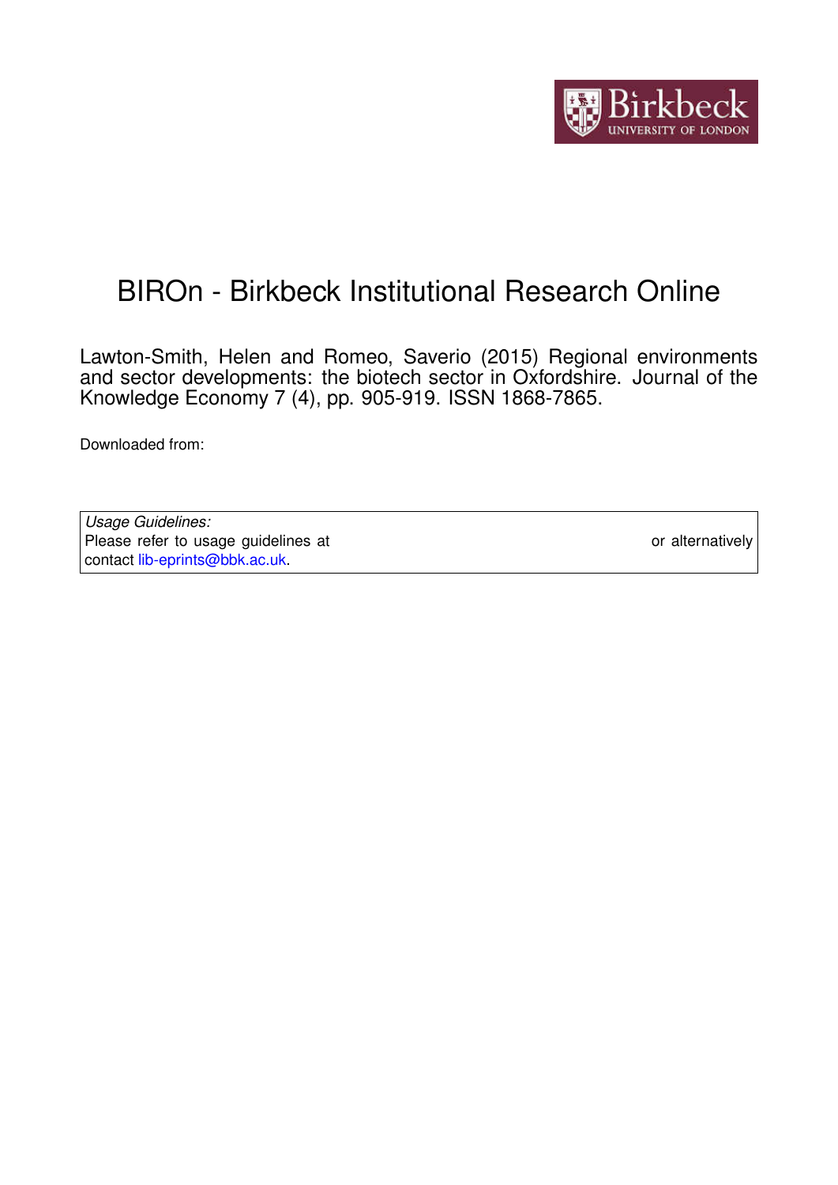# BIROn - Birkbeck Institutional Research Online

Lawton-Smith, Helen and Romeo, Saverio (2015) Regional environments and sector developments: the biotech sector in Oxfordshire. Journal of the Knowledge Economy 7 (4), pp. 905-919. ISSN 1868-7865.

Downloaded from:

*Usage Guidelines:*
Please refer to usage guidelines at or alternatively contact lib-eprints@bbk.ac.uk.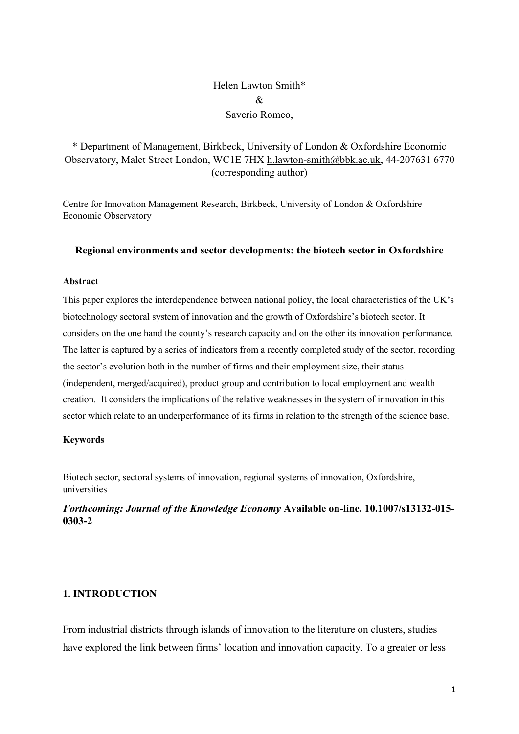Helen Lawton Smith*

&

Saverio Romeo,

\* Department of Management, Birkbeck, University of London & Oxfordshire Economic Observatory, Malet Street London, WC1E 7HX h.lawton-smith@bbk.ac.uk, 44-207631 6770 (corresponding author)

Centre for Innovation Management Research, Birkbeck, University of London & Oxfordshire Economic Observatory

### Regional environments and sector developments: the biotech sector in Oxfordshire

#### Abstract

This paper explores the interdependence between national policy, the local characteristics of the UK's biotechnology sectoral system of innovation and the growth of Oxfordshire's biotech sector. It considers on the one hand the county's research capacity and on the other its innovation performance. The latter is captured by a series of indicators from a recently completed study of the sector, recording the sector's evolution both in the number of firms and their employment size, their status (independent, merged/acquired), product group and contribution to local employment and wealth creation. It considers the implications of the relative weaknesses in the system of innovation in this sector which relate to an underperformance of its firms in relation to the strength of the science base.

#### Keywords

Biotech sector, sectoral systems of innovation, regional systems of innovation, Oxfordshire, universities

***Forthcoming: Journal of the Knowledge Economy*** **Available on-line. 10.1007/s13132-015-0303-2**

## 1. INTRODUCTION

From industrial districts through islands of innovation to the literature on clusters, studies have explored the link between firms' location and innovation capacity. To a greater or less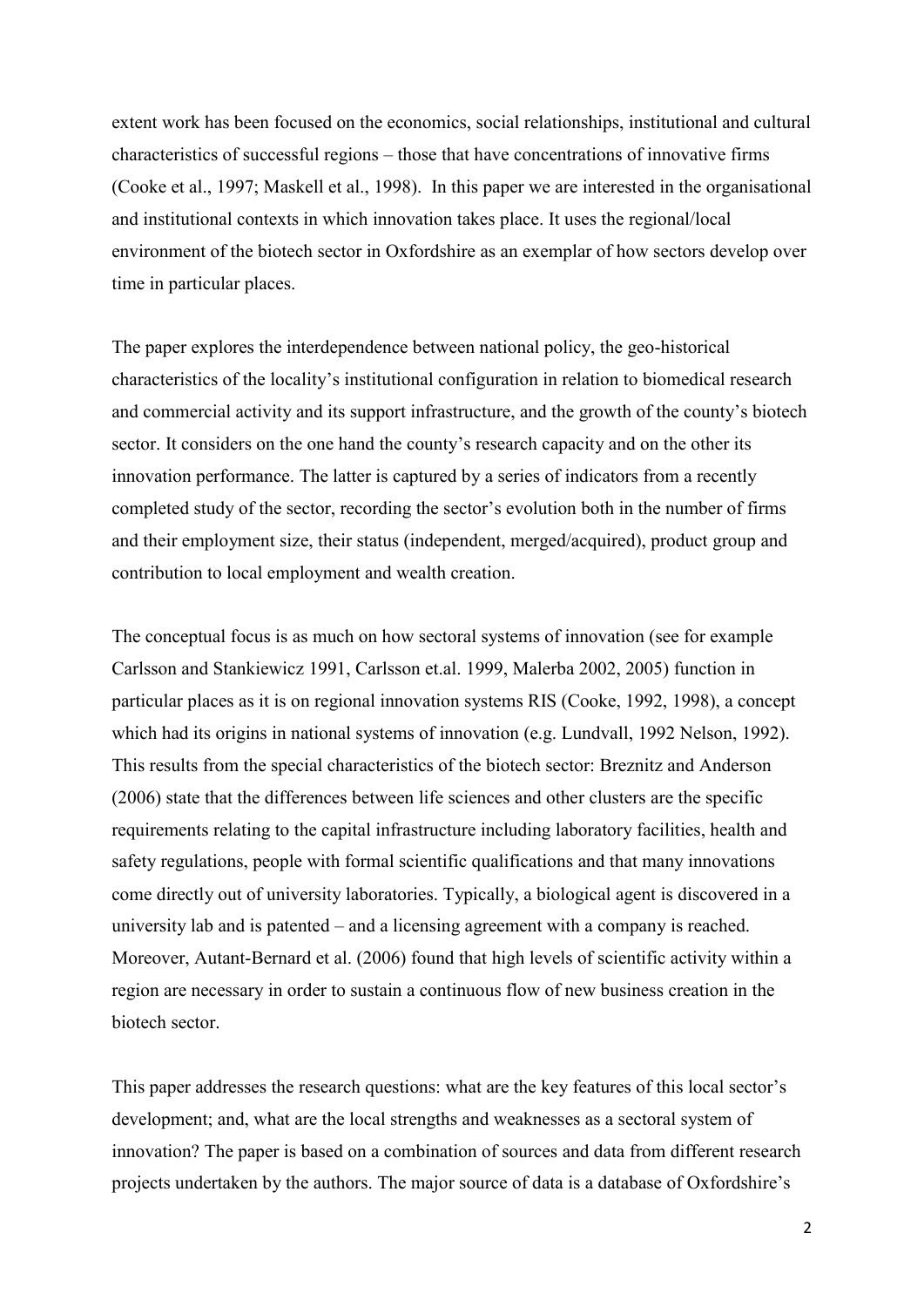extent work has been focused on the economics, social relationships, institutional and cultural characteristics of successful regions – those that have concentrations of innovative firms (Cooke et al., 1997; Maskell et al., 1998). In this paper we are interested in the organisational and institutional contexts in which innovation takes place. It uses the regional/local environment of the biotech sector in Oxfordshire as an exemplar of how sectors develop over time in particular places.

The paper explores the interdependence between national policy, the geo-historical characteristics of the locality's institutional configuration in relation to biomedical research and commercial activity and its support infrastructure, and the growth of the county's biotech sector. It considers on the one hand the county's research capacity and on the other its innovation performance. The latter is captured by a series of indicators from a recently completed study of the sector, recording the sector's evolution both in the number of firms and their employment size, their status (independent, merged/acquired), product group and contribution to local employment and wealth creation.

The conceptual focus is as much on how sectoral systems of innovation (see for example Carlsson and Stankiewicz 1991, Carlsson et.al. 1999, Malerba 2002, 2005) function in particular places as it is on regional innovation systems RIS (Cooke, 1992, 1998), a concept which had its origins in national systems of innovation (e.g. Lundvall, 1992 Nelson, 1992). This results from the special characteristics of the biotech sector: Breznitz and Anderson (2006) state that the differences between life sciences and other clusters are the specific requirements relating to the capital infrastructure including laboratory facilities, health and safety regulations, people with formal scientific qualifications and that many innovations come directly out of university laboratories. Typically, a biological agent is discovered in a university lab and is patented – and a licensing agreement with a company is reached. Moreover, Autant-Bernard et al. (2006) found that high levels of scientific activity within a region are necessary in order to sustain a continuous flow of new business creation in the biotech sector.

This paper addresses the research questions: what are the key features of this local sector's development; and, what are the local strengths and weaknesses as a sectoral system of innovation? The paper is based on a combination of sources and data from different research projects undertaken by the authors. The major source of data is a database of Oxfordshire's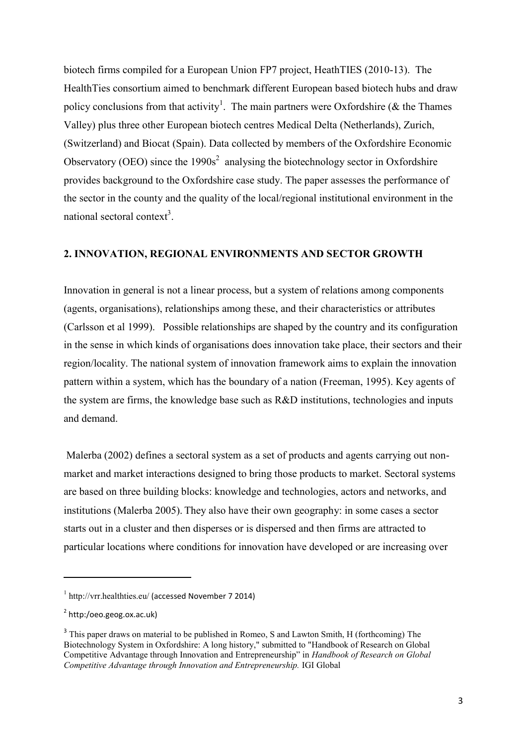biotech firms compiled for a European Union FP7 project, HeathTIES (2010-13). The HealthTies consortium aimed to benchmark different European based biotech hubs and draw policy conclusions from that activity[1]. The main partners were Oxfordshire (& the Thames Valley) plus three other European biotech centres Medical Delta (Netherlands), Zurich, (Switzerland) and Biocat (Spain). Data collected by members of the Oxfordshire Economic Observatory (OEO) since the 1990s[2] analysing the biotechnology sector in Oxfordshire provides background to the Oxfordshire case study. The paper assesses the performance of the sector in the county and the quality of the local/regional institutional environment in the national sectoral context[3].

## 2. INNOVATION, REGIONAL ENVIRONMENTS AND SECTOR GROWTH

Innovation in general is not a linear process, but a system of relations among components (agents, organisations), relationships among these, and their characteristics or attributes (Carlsson et al 1999). Possible relationships are shaped by the country and its configuration in the sense in which kinds of organisations does innovation take place, their sectors and their region/locality. The national system of innovation framework aims to explain the innovation pattern within a system, which has the boundary of a nation (Freeman, 1995). Key agents of the system are firms, the knowledge base such as R&D institutions, technologies and inputs and demand.

Malerba (2002) defines a sectoral system as a set of products and agents carrying out non-market and market interactions designed to bring those products to market. Sectoral systems are based on three building blocks: knowledge and technologies, actors and networks, and institutions (Malerba 2005). They also have their own geography: in some cases a sector starts out in a cluster and then disperses or is dispersed and then firms are attracted to particular locations where conditions for innovation have developed or are increasing over

---

[1] http://vrr.healthties.eu/ (accessed November 7 2014)

[2] http:/oeo.geog.ox.ac.uk)

[3] This paper draws on material to be published in Romeo, S and Lawton Smith, H (forthcoming) The Biotechnology System in Oxfordshire: A long history," submitted to "Handbook of Research on Global Competitive Advantage through Innovation and Entrepreneurship" in *Handbook of Research on Global Competitive Advantage through Innovation and Entrepreneurship.* IGI Global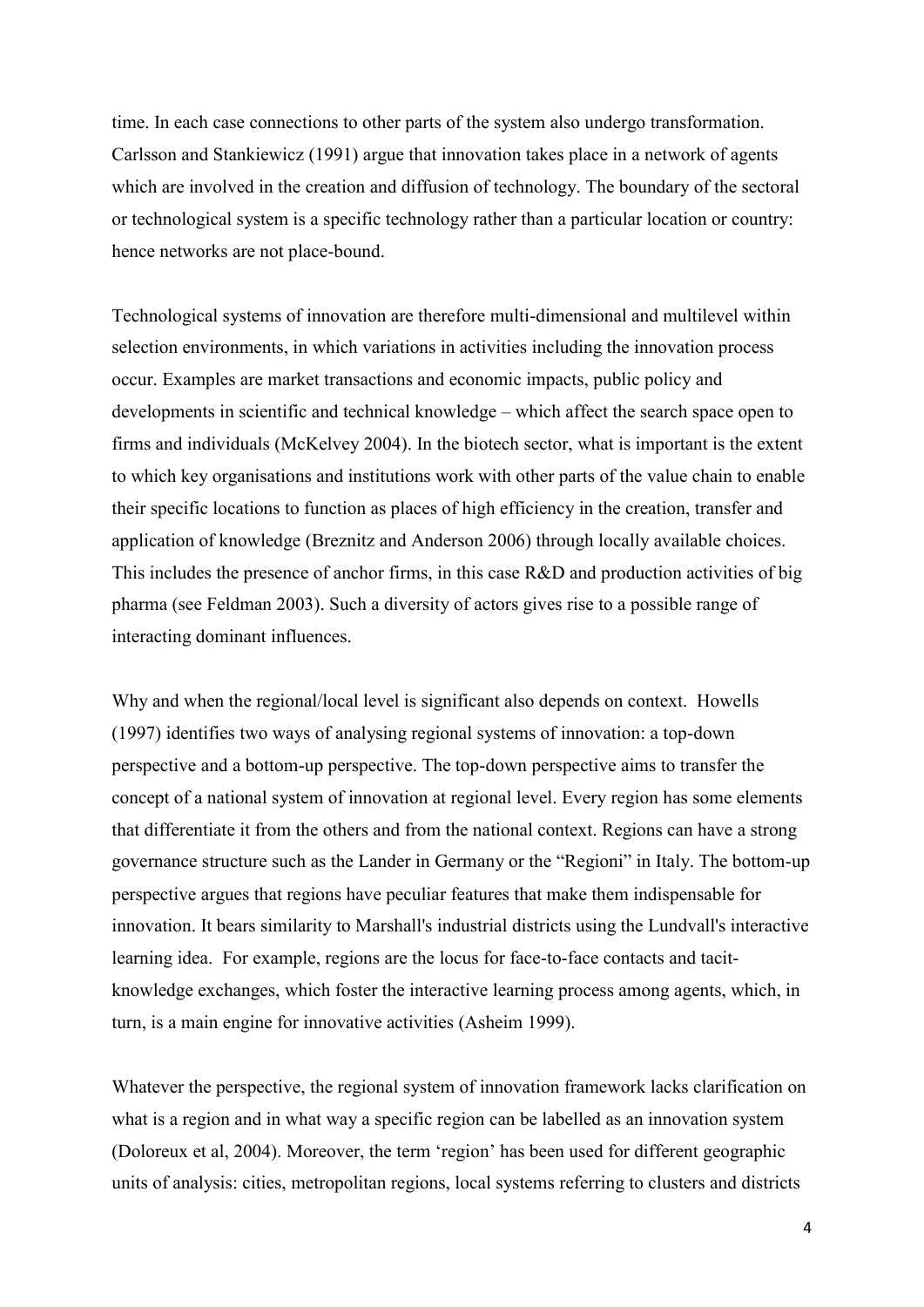time. In each case connections to other parts of the system also undergo transformation. Carlsson and Stankiewicz (1991) argue that innovation takes place in a network of agents which are involved in the creation and diffusion of technology. The boundary of the sectoral or technological system is a specific technology rather than a particular location or country: hence networks are not place-bound.

Technological systems of innovation are therefore multi-dimensional and multilevel within selection environments, in which variations in activities including the innovation process occur. Examples are market transactions and economic impacts, public policy and developments in scientific and technical knowledge – which affect the search space open to firms and individuals (McKelvey 2004). In the biotech sector, what is important is the extent to which key organisations and institutions work with other parts of the value chain to enable their specific locations to function as places of high efficiency in the creation, transfer and application of knowledge (Breznitz and Anderson 2006) through locally available choices. This includes the presence of anchor firms, in this case R&D and production activities of big pharma (see Feldman 2003). Such a diversity of actors gives rise to a possible range of interacting dominant influences.

Why and when the regional/local level is significant also depends on context. Howells (1997) identifies two ways of analysing regional systems of innovation: a top-down perspective and a bottom-up perspective. The top-down perspective aims to transfer the concept of a national system of innovation at regional level. Every region has some elements that differentiate it from the others and from the national context. Regions can have a strong governance structure such as the Lander in Germany or the "Regioni" in Italy. The bottom-up perspective argues that regions have peculiar features that make them indispensable for innovation. It bears similarity to Marshall's industrial districts using the Lundvall's interactive learning idea. For example, regions are the locus for face-to-face contacts and tacit-knowledge exchanges, which foster the interactive learning process among agents, which, in turn, is a main engine for innovative activities (Asheim 1999).

Whatever the perspective, the regional system of innovation framework lacks clarification on what is a region and in what way a specific region can be labelled as an innovation system (Doloreux et al, 2004). Moreover, the term 'region' has been used for different geographic units of analysis: cities, metropolitan regions, local systems referring to clusters and districts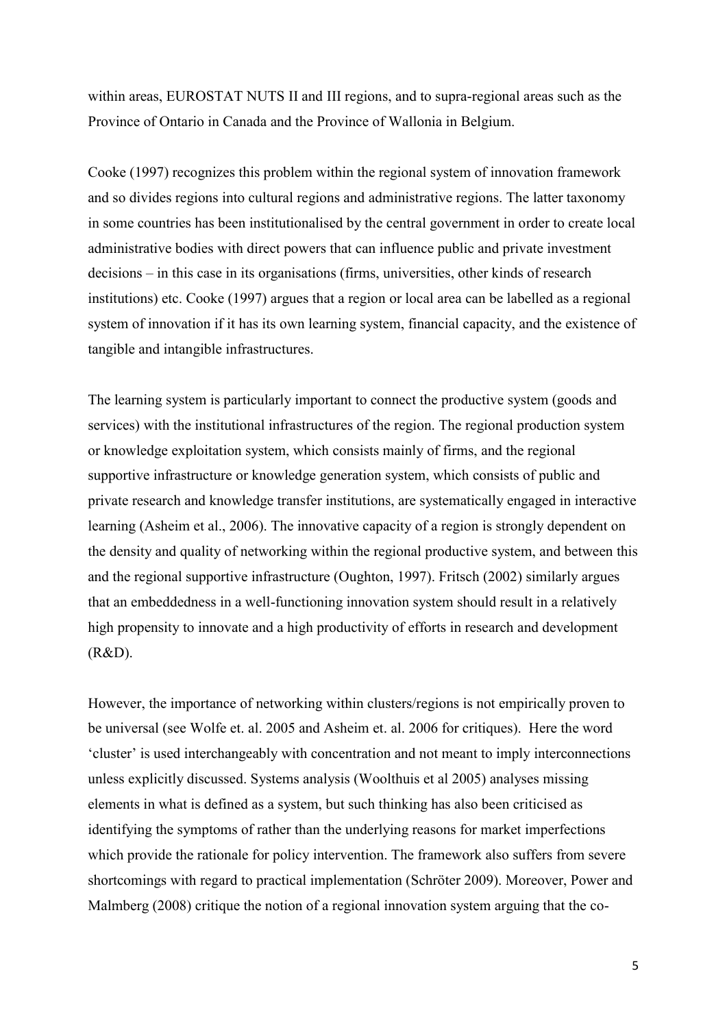within areas, EUROSTAT NUTS II and III regions, and to supra-regional areas such as the Province of Ontario in Canada and the Province of Wallonia in Belgium.

Cooke (1997) recognizes this problem within the regional system of innovation framework and so divides regions into cultural regions and administrative regions. The latter taxonomy in some countries has been institutionalised by the central government in order to create local administrative bodies with direct powers that can influence public and private investment decisions – in this case in its organisations (firms, universities, other kinds of research institutions) etc. Cooke (1997) argues that a region or local area can be labelled as a regional system of innovation if it has its own learning system, financial capacity, and the existence of tangible and intangible infrastructures.

The learning system is particularly important to connect the productive system (goods and services) with the institutional infrastructures of the region. The regional production system or knowledge exploitation system, which consists mainly of firms, and the regional supportive infrastructure or knowledge generation system, which consists of public and private research and knowledge transfer institutions, are systematically engaged in interactive learning (Asheim et al., 2006). The innovative capacity of a region is strongly dependent on the density and quality of networking within the regional productive system, and between this and the regional supportive infrastructure (Oughton, 1997). Fritsch (2002) similarly argues that an embeddedness in a well-functioning innovation system should result in a relatively high propensity to innovate and a high productivity of efforts in research and development (R&D).

However, the importance of networking within clusters/regions is not empirically proven to be universal (see Wolfe et. al. 2005 and Asheim et. al. 2006 for critiques). Here the word 'cluster' is used interchangeably with concentration and not meant to imply interconnections unless explicitly discussed. Systems analysis (Woolthuis et al 2005) analyses missing elements in what is defined as a system, but such thinking has also been criticised as identifying the symptoms of rather than the underlying reasons for market imperfections which provide the rationale for policy intervention. The framework also suffers from severe shortcomings with regard to practical implementation (Schröter 2009). Moreover, Power and Malmberg (2008) critique the notion of a regional innovation system arguing that the co-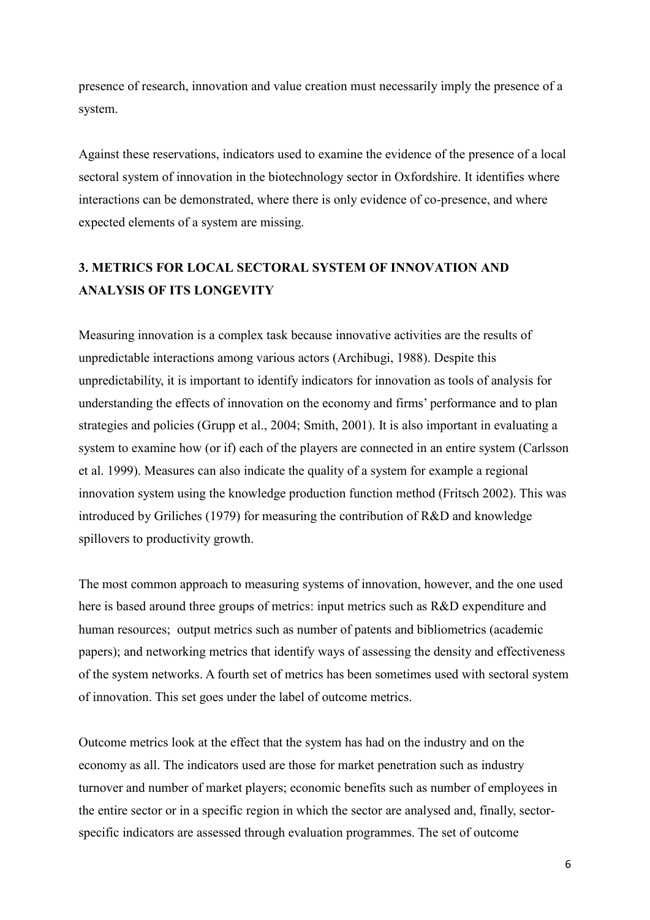presence of research, innovation and value creation must necessarily imply the presence of a system.

Against these reservations, indicators used to examine the evidence of the presence of a local sectoral system of innovation in the biotechnology sector in Oxfordshire. It identifies where interactions can be demonstrated, where there is only evidence of co-presence, and where expected elements of a system are missing.

## 3. METRICS FOR LOCAL SECTORAL SYSTEM OF INNOVATION AND ANALYSIS OF ITS LONGEVITY

Measuring innovation is a complex task because innovative activities are the results of unpredictable interactions among various actors (Archibugi, 1988). Despite this unpredictability, it is important to identify indicators for innovation as tools of analysis for understanding the effects of innovation on the economy and firms' performance and to plan strategies and policies (Grupp et al., 2004; Smith, 2001). It is also important in evaluating a system to examine how (or if) each of the players are connected in an entire system (Carlsson et al. 1999). Measures can also indicate the quality of a system for example a regional innovation system using the knowledge production function method (Fritsch 2002). This was introduced by Griliches (1979) for measuring the contribution of R&D and knowledge spillovers to productivity growth.

The most common approach to measuring systems of innovation, however, and the one used here is based around three groups of metrics: input metrics such as R&D expenditure and human resources; output metrics such as number of patents and bibliometrics (academic papers); and networking metrics that identify ways of assessing the density and effectiveness of the system networks. A fourth set of metrics has been sometimes used with sectoral system of innovation. This set goes under the label of outcome metrics.

Outcome metrics look at the effect that the system has had on the industry and on the economy as all. The indicators used are those for market penetration such as industry turnover and number of market players; economic benefits such as number of employees in the entire sector or in a specific region in which the sector are analysed and, finally, sector-specific indicators are assessed through evaluation programmes. The set of outcome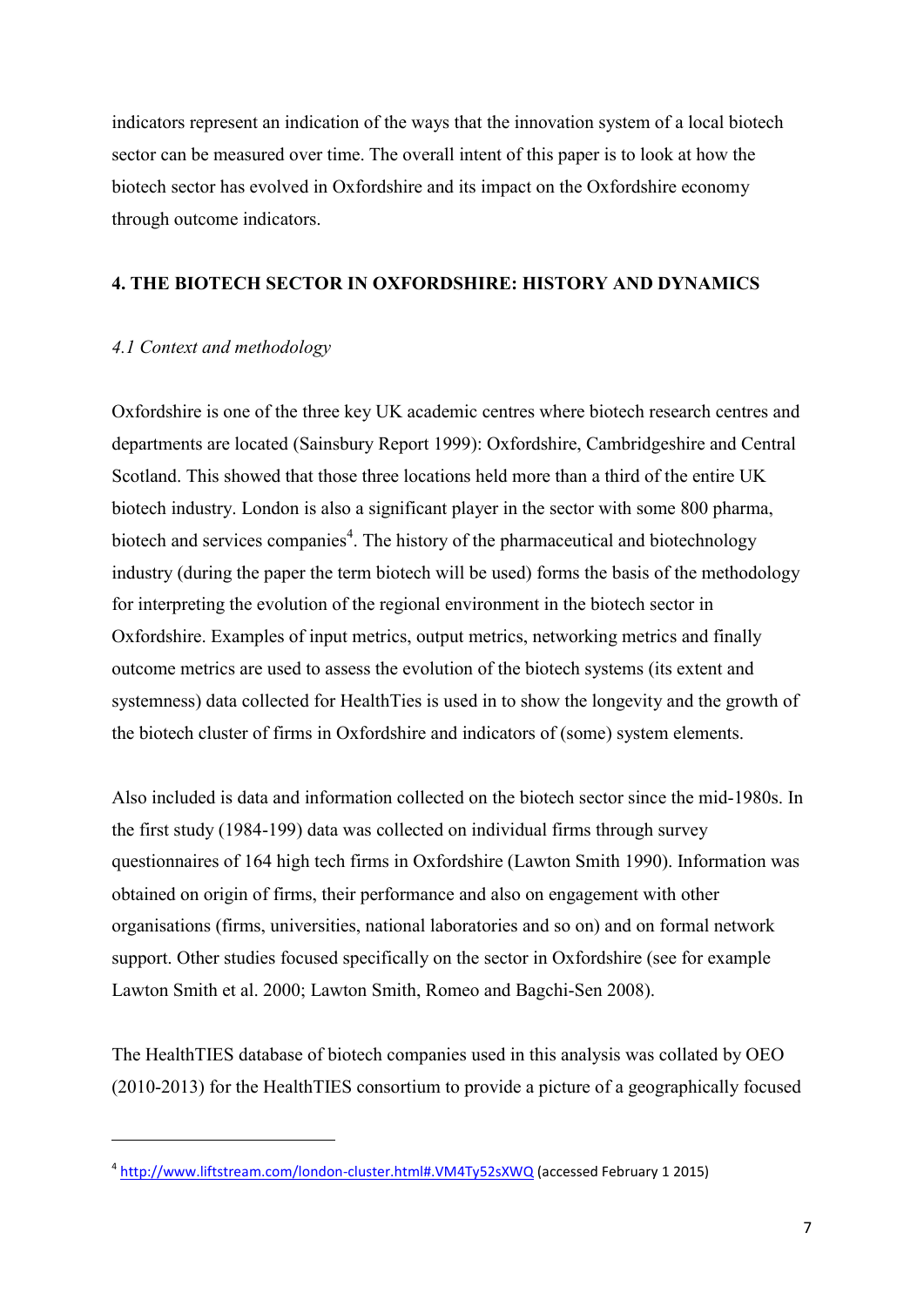indicators represent an indication of the ways that the innovation system of a local biotech sector can be measured over time. The overall intent of this paper is to look at how the biotech sector has evolved in Oxfordshire and its impact on the Oxfordshire economy through outcome indicators.

## 4. THE BIOTECH SECTOR IN OXFORDSHIRE: HISTORY AND DYNAMICS

### *4.1 Context and methodology*

Oxfordshire is one of the three key UK academic centres where biotech research centres and departments are located (Sainsbury Report 1999): Oxfordshire, Cambridgeshire and Central Scotland. This showed that those three locations held more than a third of the entire UK biotech industry. London is also a significant player in the sector with some 800 pharma, biotech and services companies[4]. The history of the pharmaceutical and biotechnology industry (during the paper the term biotech will be used) forms the basis of the methodology for interpreting the evolution of the regional environment in the biotech sector in Oxfordshire. Examples of input metrics, output metrics, networking metrics and finally outcome metrics are used to assess the evolution of the biotech systems (its extent and systemness) data collected for HealthTies is used in to show the longevity and the growth of the biotech cluster of firms in Oxfordshire and indicators of (some) system elements.

Also included is data and information collected on the biotech sector since the mid-1980s. In the first study (1984-199) data was collected on individual firms through survey questionnaires of 164 high tech firms in Oxfordshire (Lawton Smith 1990). Information was obtained on origin of firms, their performance and also on engagement with other organisations (firms, universities, national laboratories and so on) and on formal network support. Other studies focused specifically on the sector in Oxfordshire (see for example Lawton Smith et al. 2000; Lawton Smith, Romeo and Bagchi-Sen 2008).

The HealthTIES database of biotech companies used in this analysis was collated by OEO (2010-2013) for the HealthTIES consortium to provide a picture of a geographically focused

---

[4] http://www.liftstream.com/london-cluster.html#.VM4Ty52sXWQ (accessed February 1 2015)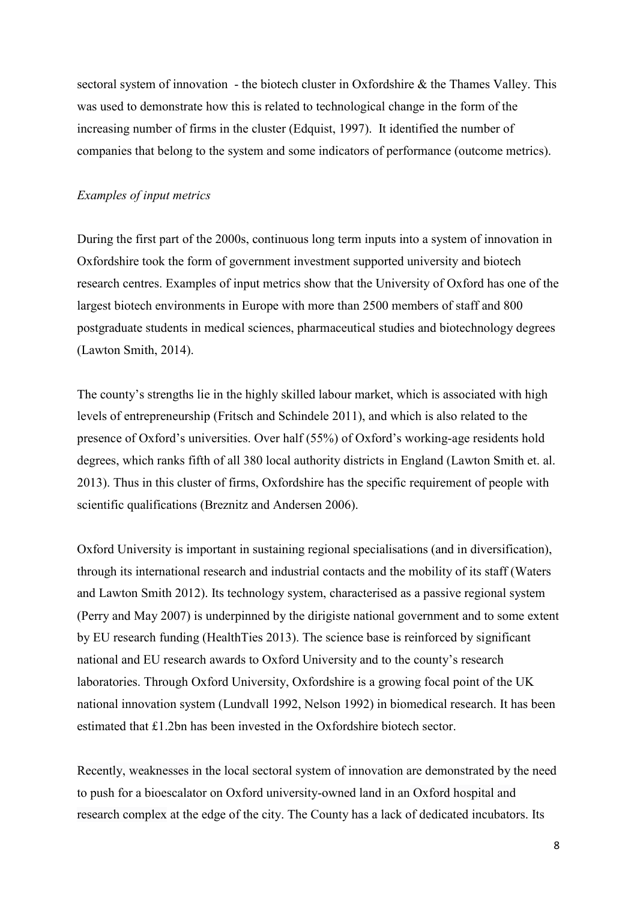sectoral system of innovation - the biotech cluster in Oxfordshire & the Thames Valley. This was used to demonstrate how this is related to technological change in the form of the increasing number of firms in the cluster (Edquist, 1997). It identified the number of companies that belong to the system and some indicators of performance (outcome metrics).

*Examples of input metrics*

During the first part of the 2000s, continuous long term inputs into a system of innovation in Oxfordshire took the form of government investment supported university and biotech research centres. Examples of input metrics show that the University of Oxford has one of the largest biotech environments in Europe with more than 2500 members of staff and 800 postgraduate students in medical sciences, pharmaceutical studies and biotechnology degrees (Lawton Smith, 2014).

The county's strengths lie in the highly skilled labour market, which is associated with high levels of entrepreneurship (Fritsch and Schindele 2011), and which is also related to the presence of Oxford's universities. Over half (55%) of Oxford's working-age residents hold degrees, which ranks fifth of all 380 local authority districts in England (Lawton Smith et. al. 2013). Thus in this cluster of firms, Oxfordshire has the specific requirement of people with scientific qualifications (Breznitz and Andersen 2006).

Oxford University is important in sustaining regional specialisations (and in diversification), through its international research and industrial contacts and the mobility of its staff (Waters and Lawton Smith 2012). Its technology system, characterised as a passive regional system (Perry and May 2007) is underpinned by the dirigiste national government and to some extent by EU research funding (HealthTies 2013). The science base is reinforced by significant national and EU research awards to Oxford University and to the county's research laboratories. Through Oxford University, Oxfordshire is a growing focal point of the UK national innovation system (Lundvall 1992, Nelson 1992) in biomedical research. It has been estimated that £1.2bn has been invested in the Oxfordshire biotech sector.

Recently, weaknesses in the local sectoral system of innovation are demonstrated by the need to push for a bioescalator on Oxford university-owned land in an Oxford hospital and research complex at the edge of the city. The County has a lack of dedicated incubators. Its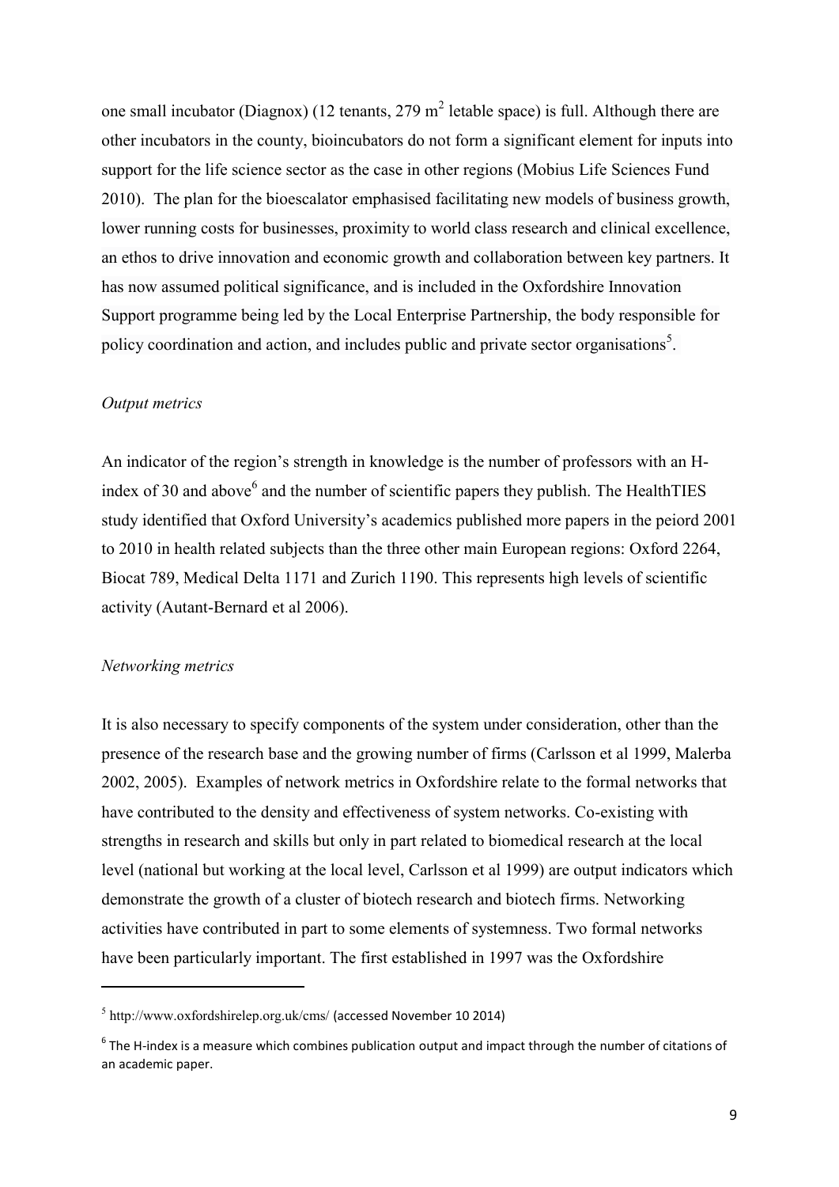one small incubator (Diagnox) (12 tenants, 279 $m^2$ letable space) is full. Although there are other incubators in the county, bioincubators do not form a significant element for inputs into support for the life science sector as the case in other regions (Mobius Life Sciences Fund 2010). The plan for the bioescalator emphasised facilitating new models of business growth, lower running costs for businesses, proximity to world class research and clinical excellence, an ethos to drive innovation and economic growth and collaboration between key partners. It has now assumed political significance, and is included in the Oxfordshire Innovation Support programme being led by the Local Enterprise Partnership, the body responsible for policy coordination and action, and includes public and private sector organisations[5].

*Output metrics*

An indicator of the region's strength in knowledge is the number of professors with an H-index of 30 and above[6] and the number of scientific papers they publish. The HealthTIES study identified that Oxford University's academics published more papers in the peiord 2001 to 2010 in health related subjects than the three other main European regions: Oxford 2264, Biocat 789, Medical Delta 1171 and Zurich 1190. This represents high levels of scientific activity (Autant-Bernard et al 2006).

*Networking metrics*

It is also necessary to specify components of the system under consideration, other than the presence of the research base and the growing number of firms (Carlsson et al 1999, Malerba 2002, 2005). Examples of network metrics in Oxfordshire relate to the formal networks that have contributed to the density and effectiveness of system networks. Co-existing with strengths in research and skills but only in part related to biomedical research at the local level (national but working at the local level, Carlsson et al 1999) are output indicators which demonstrate the growth of a cluster of biotech research and biotech firms. Networking activities have contributed in part to some elements of systemness. Two formal networks have been particularly important. The first established in 1997 was the Oxfordshire

---

[5] http://www.oxfordshirelep.org.uk/cms/ (accessed November 10 2014)

[6] The H-index is a measure which combines publication output and impact through the number of citations of an academic paper.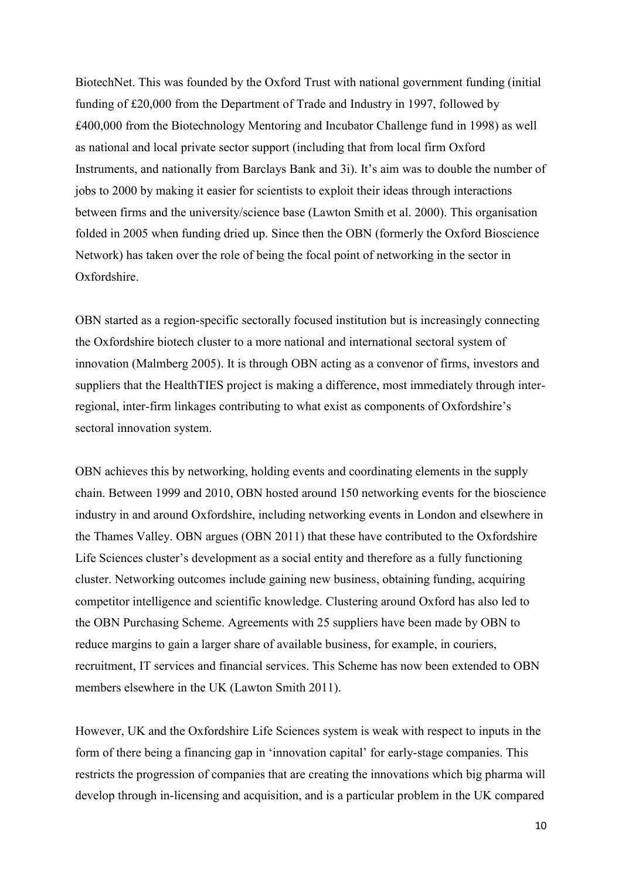BiotechNet. This was founded by the Oxford Trust with national government funding (initial funding of £20,000 from the Department of Trade and Industry in 1997, followed by £400,000 from the Biotechnology Mentoring and Incubator Challenge fund in 1998) as well as national and local private sector support (including that from local firm Oxford Instruments, and nationally from Barclays Bank and 3i). It's aim was to double the number of jobs to 2000 by making it easier for scientists to exploit their ideas through interactions between firms and the university/science base (Lawton Smith et al. 2000). This organisation folded in 2005 when funding dried up. Since then the OBN (formerly the Oxford Bioscience Network) has taken over the role of being the focal point of networking in the sector in Oxfordshire.

OBN started as a region-specific sectorally focused institution but is increasingly connecting the Oxfordshire biotech cluster to a more national and international sectoral system of innovation (Malmberg 2005). It is through OBN acting as a convenor of firms, investors and suppliers that the HealthTIES project is making a difference, most immediately through inter-regional, inter-firm linkages contributing to what exist as components of Oxfordshire's sectoral innovation system.

OBN achieves this by networking, holding events and coordinating elements in the supply chain. Between 1999 and 2010, OBN hosted around 150 networking events for the bioscience industry in and around Oxfordshire, including networking events in London and elsewhere in the Thames Valley. OBN argues (OBN 2011) that these have contributed to the Oxfordshire Life Sciences cluster's development as a social entity and therefore as a fully functioning cluster. Networking outcomes include gaining new business, obtaining funding, acquiring competitor intelligence and scientific knowledge. Clustering around Oxford has also led to the OBN Purchasing Scheme. Agreements with 25 suppliers have been made by OBN to reduce margins to gain a larger share of available business, for example, in couriers, recruitment, IT services and financial services. This Scheme has now been extended to OBN members elsewhere in the UK (Lawton Smith 2011).

However, UK and the Oxfordshire Life Sciences system is weak with respect to inputs in the form of there being a financing gap in 'innovation capital' for early-stage companies. This restricts the progression of companies that are creating the innovations which big pharma will develop through in-licensing and acquisition, and is a particular problem in the UK compared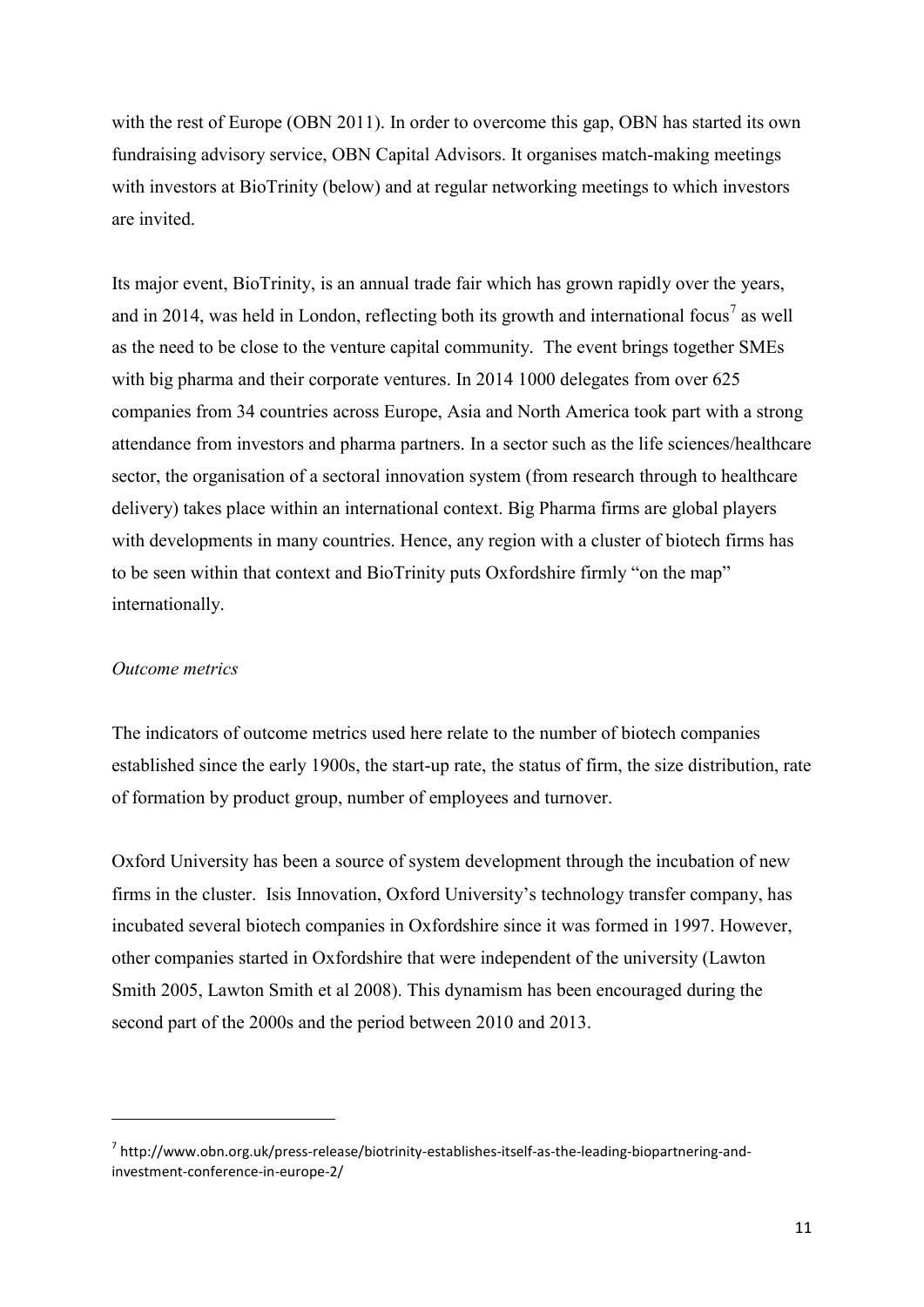with the rest of Europe (OBN 2011). In order to overcome this gap, OBN has started its own fundraising advisory service, OBN Capital Advisors. It organises match-making meetings with investors at BioTrinity (below) and at regular networking meetings to which investors are invited.

Its major event, BioTrinity, is an annual trade fair which has grown rapidly over the years, and in 2014, was held in London, reflecting both its growth and international focus[7] as well as the need to be close to the venture capital community. The event brings together SMEs with big pharma and their corporate ventures. In 2014 1000 delegates from over 625 companies from 34 countries across Europe, Asia and North America took part with a strong attendance from investors and pharma partners. In a sector such as the life sciences/healthcare sector, the organisation of a sectoral innovation system (from research through to healthcare delivery) takes place within an international context. Big Pharma firms are global players with developments in many countries. Hence, any region with a cluster of biotech firms has to be seen within that context and BioTrinity puts Oxfordshire firmly "on the map" internationally.

*Outcome metrics*

The indicators of outcome metrics used here relate to the number of biotech companies established since the early 1900s, the start-up rate, the status of firm, the size distribution, rate of formation by product group, number of employees and turnover.

Oxford University has been a source of system development through the incubation of new firms in the cluster. Isis Innovation, Oxford University's technology transfer company, has incubated several biotech companies in Oxfordshire since it was formed in 1997. However, other companies started in Oxfordshire that were independent of the university (Lawton Smith 2005, Lawton Smith et al 2008). This dynamism has been encouraged during the second part of the 2000s and the period between 2010 and 2013.

---

[7] http://www.obn.org.uk/press-release/biotrinity-establishes-itself-as-the-leading-biopartnering-and-investment-conference-in-europe-2/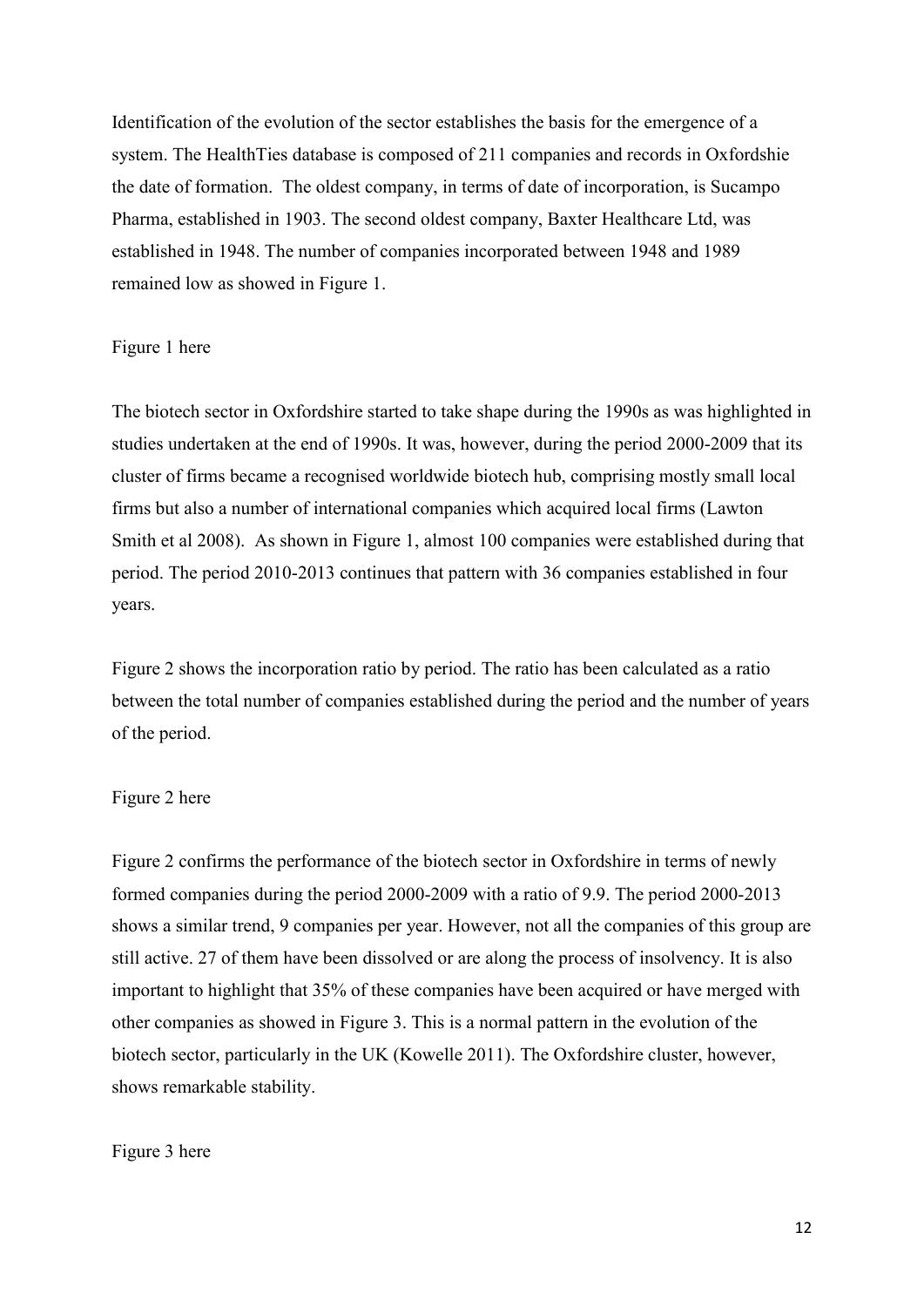Identification of the evolution of the sector establishes the basis for the emergence of a system. The HealthTies database is composed of 211 companies and records in Oxfordshie the date of formation. The oldest company, in terms of date of incorporation, is Sucampo Pharma, established in 1903. The second oldest company, Baxter Healthcare Ltd, was established in 1948. The number of companies incorporated between 1948 and 1989 remained low as showed in Figure 1.

Figure 1 here

The biotech sector in Oxfordshire started to take shape during the 1990s as was highlighted in studies undertaken at the end of 1990s. It was, however, during the period 2000-2009 that its cluster of firms became a recognised worldwide biotech hub, comprising mostly small local firms but also a number of international companies which acquired local firms (Lawton Smith et al 2008). As shown in Figure 1, almost 100 companies were established during that period. The period 2010-2013 continues that pattern with 36 companies established in four years.

Figure 2 shows the incorporation ratio by period. The ratio has been calculated as a ratio between the total number of companies established during the period and the number of years of the period.

Figure 2 here

Figure 2 confirms the performance of the biotech sector in Oxfordshire in terms of newly formed companies during the period 2000-2009 with a ratio of 9.9. The period 2000-2013 shows a similar trend, 9 companies per year. However, not all the companies of this group are still active. 27 of them have been dissolved or are along the process of insolvency. It is also important to highlight that 35% of these companies have been acquired or have merged with other companies as showed in Figure 3. This is a normal pattern in the evolution of the biotech sector, particularly in the UK (Kowelle 2011). The Oxfordshire cluster, however, shows remarkable stability.

Figure 3 here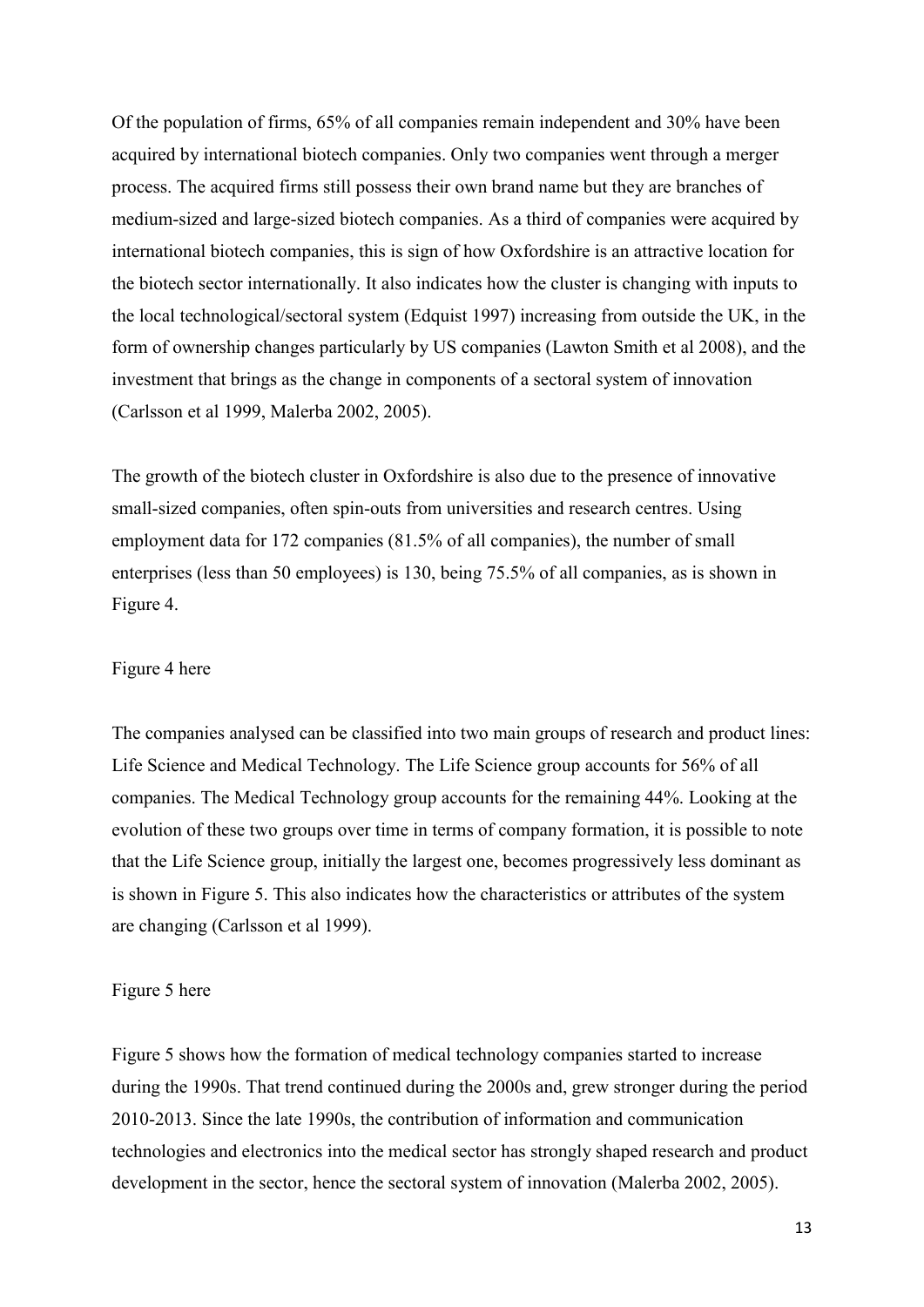Of the population of firms, 65% of all companies remain independent and 30% have been acquired by international biotech companies. Only two companies went through a merger process. The acquired firms still possess their own brand name but they are branches of medium-sized and large-sized biotech companies. As a third of companies were acquired by international biotech companies, this is sign of how Oxfordshire is an attractive location for the biotech sector internationally. It also indicates how the cluster is changing with inputs to the local technological/sectoral system (Edquist 1997) increasing from outside the UK, in the form of ownership changes particularly by US companies (Lawton Smith et al 2008), and the investment that brings as the change in components of a sectoral system of innovation (Carlsson et al 1999, Malerba 2002, 2005).

The growth of the biotech cluster in Oxfordshire is also due to the presence of innovative small-sized companies, often spin-outs from universities and research centres. Using employment data for 172 companies (81.5% of all companies), the number of small enterprises (less than 50 employees) is 130, being 75.5% of all companies, as is shown in Figure 4.

Figure 4 here

The companies analysed can be classified into two main groups of research and product lines: Life Science and Medical Technology. The Life Science group accounts for 56% of all companies. The Medical Technology group accounts for the remaining 44%. Looking at the evolution of these two groups over time in terms of company formation, it is possible to note that the Life Science group, initially the largest one, becomes progressively less dominant as is shown in Figure 5. This also indicates how the characteristics or attributes of the system are changing (Carlsson et al 1999).

Figure 5 here

Figure 5 shows how the formation of medical technology companies started to increase during the 1990s. That trend continued during the 2000s and, grew stronger during the period 2010-2013. Since the late 1990s, the contribution of information and communication technologies and electronics into the medical sector has strongly shaped research and product development in the sector, hence the sectoral system of innovation (Malerba 2002, 2005).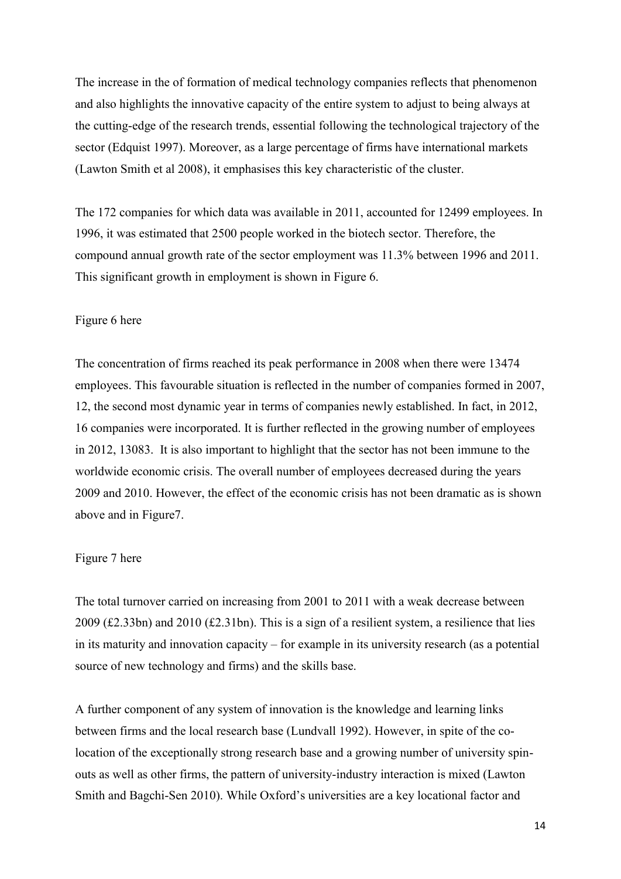The increase in the of formation of medical technology companies reflects that phenomenon and also highlights the innovative capacity of the entire system to adjust to being always at the cutting-edge of the research trends, essential following the technological trajectory of the sector (Edquist 1997). Moreover, as a large percentage of firms have international markets (Lawton Smith et al 2008), it emphasises this key characteristic of the cluster.

The 172 companies for which data was available in 2011, accounted for 12499 employees. In 1996, it was estimated that 2500 people worked in the biotech sector. Therefore, the compound annual growth rate of the sector employment was 11.3% between 1996 and 2011. This significant growth in employment is shown in Figure 6.

Figure 6 here

The concentration of firms reached its peak performance in 2008 when there were 13474 employees. This favourable situation is reflected in the number of companies formed in 2007, 12, the second most dynamic year in terms of companies newly established. In fact, in 2012, 16 companies were incorporated. It is further reflected in the growing number of employees in 2012, 13083. It is also important to highlight that the sector has not been immune to the worldwide economic crisis. The overall number of employees decreased during the years 2009 and 2010. However, the effect of the economic crisis has not been dramatic as is shown above and in Figure7.

Figure 7 here

The total turnover carried on increasing from 2001 to 2011 with a weak decrease between 2009 (£2.33bn) and 2010 (£2.31bn). This is a sign of a resilient system, a resilience that lies in its maturity and innovation capacity – for example in its university research (as a potential source of new technology and firms) and the skills base.

A further component of any system of innovation is the knowledge and learning links between firms and the local research base (Lundvall 1992). However, in spite of the co-location of the exceptionally strong research base and a growing number of university spin-outs as well as other firms, the pattern of university-industry interaction is mixed (Lawton Smith and Bagchi-Sen 2010). While Oxford's universities are a key locational factor and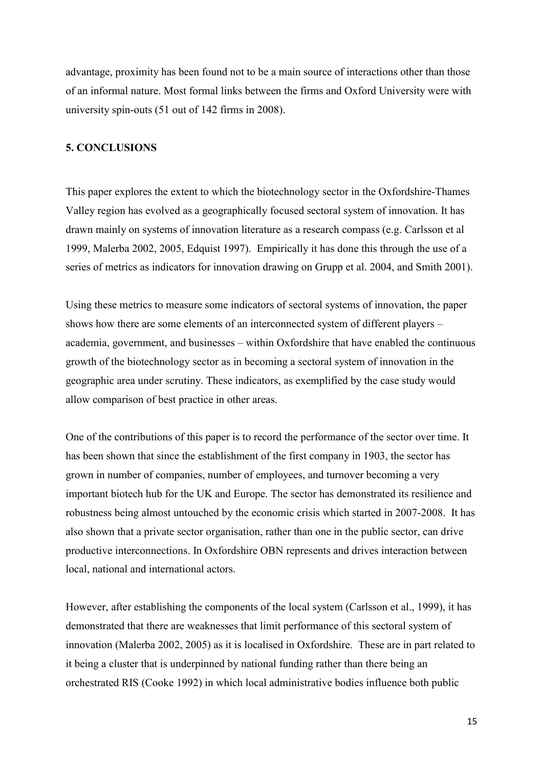advantage, proximity has been found not to be a main source of interactions other than those of an informal nature. Most formal links between the firms and Oxford University were with university spin-outs (51 out of 142 firms in 2008).

## 5. CONCLUSIONS

This paper explores the extent to which the biotechnology sector in the Oxfordshire-Thames Valley region has evolved as a geographically focused sectoral system of innovation. It has drawn mainly on systems of innovation literature as a research compass (e.g. Carlsson et al 1999, Malerba 2002, 2005, Edquist 1997). Empirically it has done this through the use of a series of metrics as indicators for innovation drawing on Grupp et al. 2004, and Smith 2001).

Using these metrics to measure some indicators of sectoral systems of innovation, the paper shows how there are some elements of an interconnected system of different players – academia, government, and businesses – within Oxfordshire that have enabled the continuous growth of the biotechnology sector as in becoming a sectoral system of innovation in the geographic area under scrutiny. These indicators, as exemplified by the case study would allow comparison of best practice in other areas.

One of the contributions of this paper is to record the performance of the sector over time. It has been shown that since the establishment of the first company in 1903, the sector has grown in number of companies, number of employees, and turnover becoming a very important biotech hub for the UK and Europe. The sector has demonstrated its resilience and robustness being almost untouched by the economic crisis which started in 2007-2008. It has also shown that a private sector organisation, rather than one in the public sector, can drive productive interconnections. In Oxfordshire OBN represents and drives interaction between local, national and international actors.

However, after establishing the components of the local system (Carlsson et al., 1999), it has demonstrated that there are weaknesses that limit performance of this sectoral system of innovation (Malerba 2002, 2005) as it is localised in Oxfordshire. These are in part related to it being a cluster that is underpinned by national funding rather than there being an orchestrated RIS (Cooke 1992) in which local administrative bodies influence both public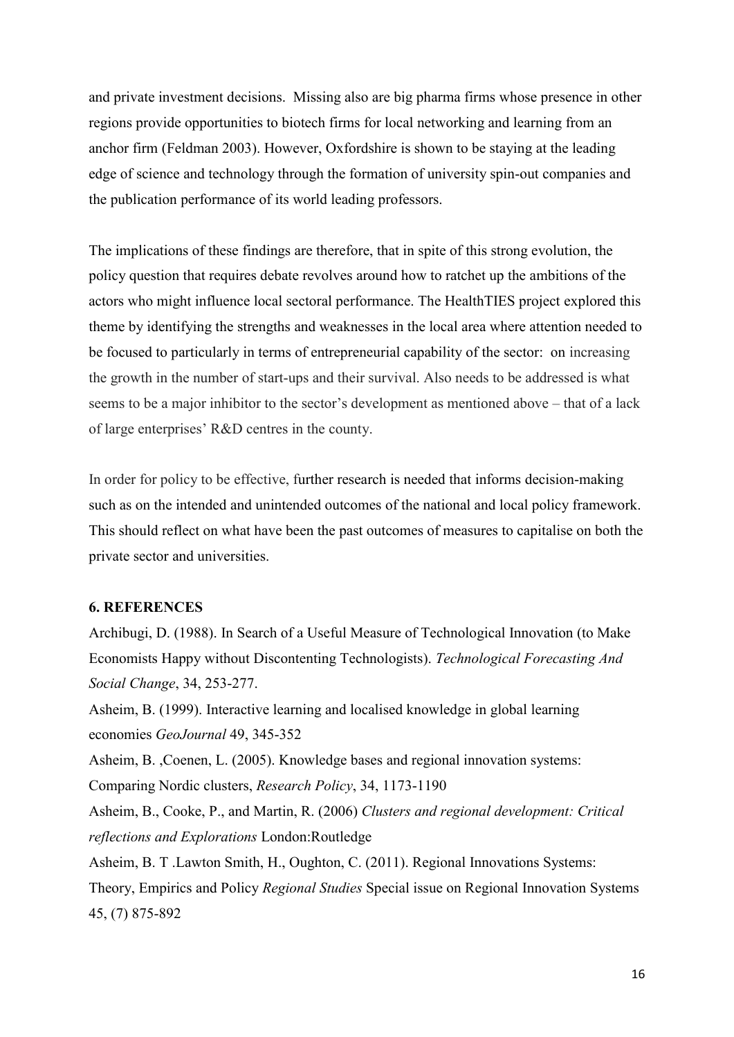and private investment decisions. Missing also are big pharma firms whose presence in other regions provide opportunities to biotech firms for local networking and learning from an anchor firm (Feldman 2003). However, Oxfordshire is shown to be staying at the leading edge of science and technology through the formation of university spin-out companies and the publication performance of its world leading professors.

The implications of these findings are therefore, that in spite of this strong evolution, the policy question that requires debate revolves around how to ratchet up the ambitions of the actors who might influence local sectoral performance. The HealthTIES project explored this theme by identifying the strengths and weaknesses in the local area where attention needed to be focused to particularly in terms of entrepreneurial capability of the sector: on increasing the growth in the number of start-ups and their survival. Also needs to be addressed is what seems to be a major inhibitor to the sector's development as mentioned above – that of a lack of large enterprises' R&D centres in the county.

In order for policy to be effective, further research is needed that informs decision-making such as on the intended and unintended outcomes of the national and local policy framework. This should reflect on what have been the past outcomes of measures to capitalise on both the private sector and universities.

## 6. REFERENCES

Archibugi, D. (1988). In Search of a Useful Measure of Technological Innovation (to Make Economists Happy without Discontenting Technologists). *Technological Forecasting And Social Change*, 34, 253-277.

Asheim, B. (1999). Interactive learning and localised knowledge in global learning economies *GeoJournal* 49, 345-352

Asheim, B. ,Coenen, L. (2005). Knowledge bases and regional innovation systems: Comparing Nordic clusters, *Research Policy*, 34, 1173-1190

Asheim, B., Cooke, P., and Martin, R. (2006) *Clusters and regional development: Critical reflections and Explorations* London:Routledge

Asheim, B. T .Lawton Smith, H., Oughton, C. (2011). Regional Innovations Systems: Theory, Empirics and Policy *Regional Studies* Special issue on Regional Innovation Systems 45, (7) 875-892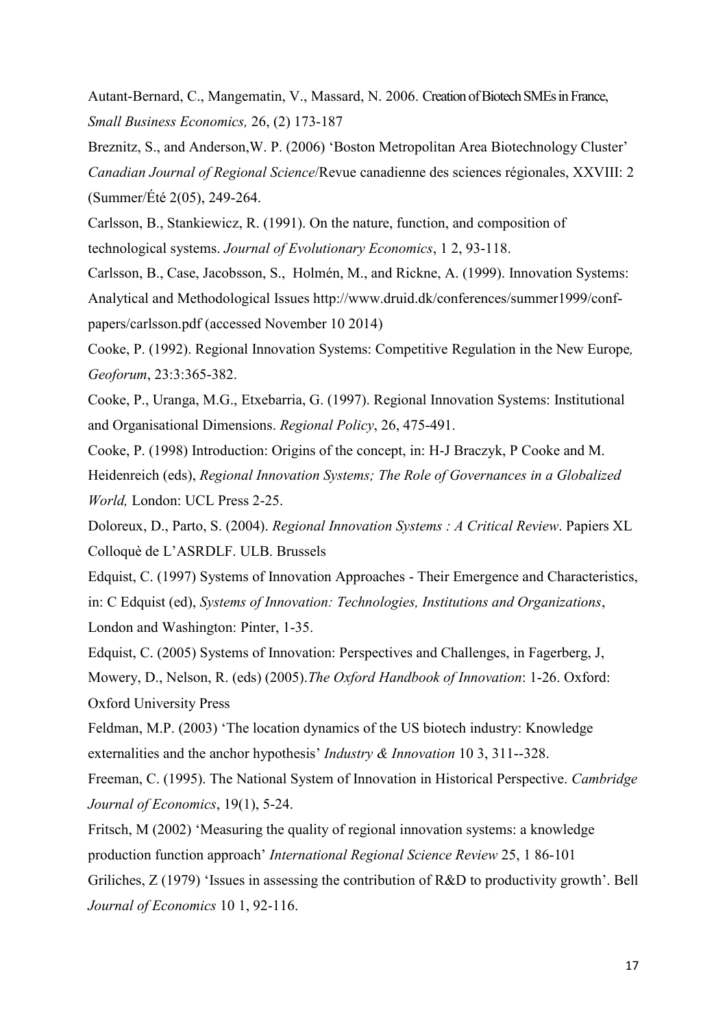Autant-Bernard, C., Mangematin, V., Massard, N. 2006. Creation of Biotech SMEs in France, *Small Business Economics,* 26, (2) 173-187

Breznitz, S., and Anderson,W. P. (2006) 'Boston Metropolitan Area Biotechnology Cluster' *Canadian Journal of Regional Science*/Revue canadienne des sciences régionales, XXVIII: 2 (Summer/Été 2(05), 249-264.

Carlsson, B., Stankiewicz, R. (1991). On the nature, function, and composition of technological systems. *Journal of Evolutionary Economics*, 1 2, 93-118.

Carlsson, B., Case, Jacobsson, S., Holmén, M., and Rickne, A. (1999). Innovation Systems: Analytical and Methodological Issues http://www.druid.dk/conferences/summer1999/conf-papers/carlsson.pdf (accessed November 10 2014)

Cooke, P. (1992). Regional Innovation Systems: Competitive Regulation in the New Europe*, Geoforum*, 23:3:365-382.

Cooke, P., Uranga, M.G., Etxebarria, G. (1997). Regional Innovation Systems: Institutional and Organisational Dimensions. *Regional Policy*, 26, 475-491.

Cooke, P. (1998) Introduction: Origins of the concept, in: H-J Braczyk, P Cooke and M. Heidenreich (eds), *Regional Innovation Systems; The Role of Governances in a Globalized World,* London: UCL Press 2-25.

Doloreux, D., Parto, S. (2004). *Regional Innovation Systems : A Critical Review*. Papiers XL Colloquè de L'ASRDLF. ULB. Brussels

Edquist, C. (1997) Systems of Innovation Approaches - Their Emergence and Characteristics, in: C Edquist (ed), *Systems of Innovation: Technologies, Institutions and Organizations*, London and Washington: Pinter, 1-35.

Edquist, C. (2005) Systems of Innovation: Perspectives and Challenges, in Fagerberg, J, Mowery, D., Nelson, R. (eds) (2005).*The Oxford Handbook of Innovation*: 1-26. Oxford: Oxford University Press

Feldman, M.P. (2003) 'The location dynamics of the US biotech industry: Knowledge externalities and the anchor hypothesis' *Industry & Innovation* 10 3, 311--328.

Freeman, C. (1995). The National System of Innovation in Historical Perspective. *Cambridge Journal of Economics*, 19(1), 5-24.

Fritsch, M (2002) 'Measuring the quality of regional innovation systems: a knowledge production function approach' *International Regional Science Review* 25, 1 86-101

Griliches, Z (1979) 'Issues in assessing the contribution of R&D to productivity growth'. Bell *Journal of Economics* 10 1, 92-116.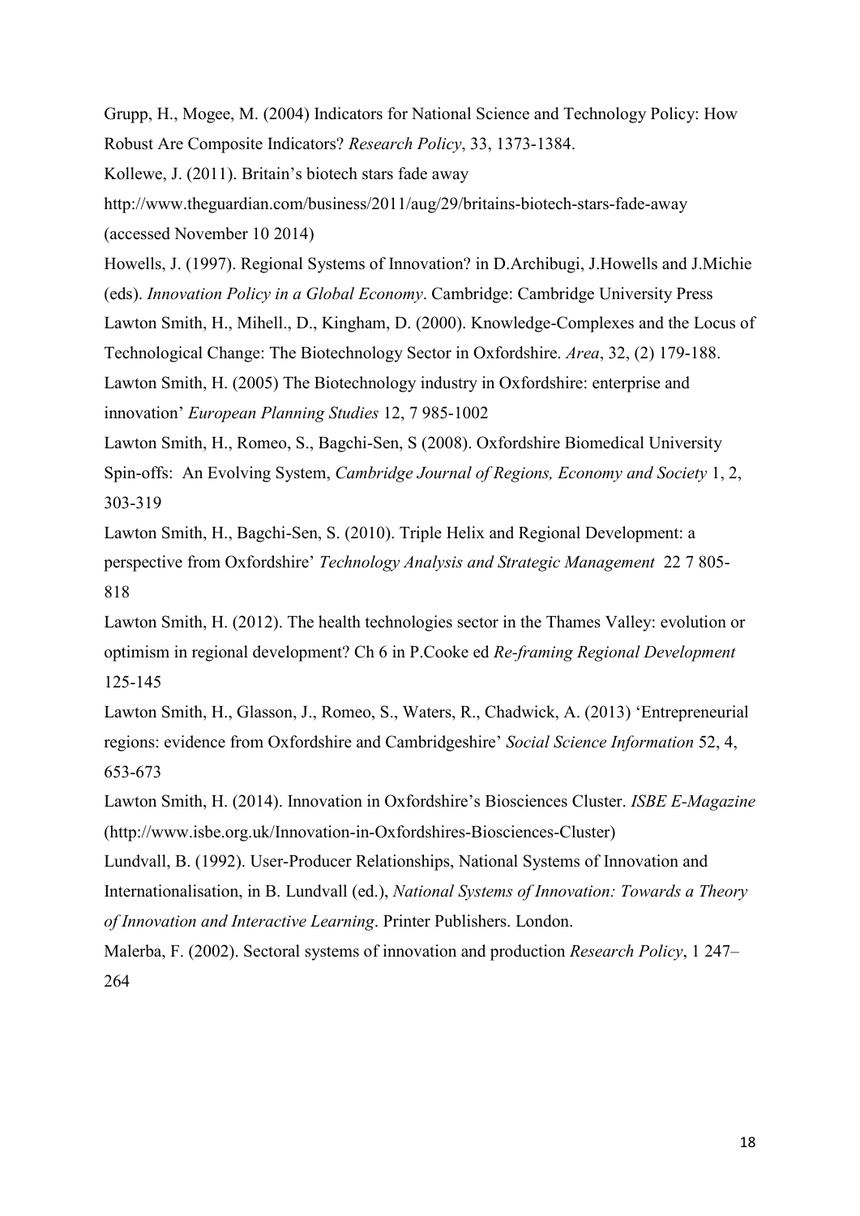Grupp, H., Mogee, M. (2004) Indicators for National Science and Technology Policy: How Robust Are Composite Indicators? *Research Policy*, 33, 1373-1384.

Kollewe, J. (2011). Britain's biotech stars fade away

http://www.theguardian.com/business/2011/aug/29/britains-biotech-stars-fade-away (accessed November 10 2014)

Howells, J. (1997). Regional Systems of Innovation? in D.Archibugi, J.Howells and J.Michie (eds). *Innovation Policy in a Global Economy*. Cambridge: Cambridge University Press

Lawton Smith, H., Mihell., D., Kingham, D. (2000). Knowledge-Complexes and the Locus of Technological Change: The Biotechnology Sector in Oxfordshire. *Area*, 32, (2) 179-188.

Lawton Smith, H. (2005) The Biotechnology industry in Oxfordshire: enterprise and innovation' *European Planning Studies* 12, 7 985-1002

Lawton Smith, H., Romeo, S., Bagchi-Sen, S (2008). Oxfordshire Biomedical University Spin-offs: An Evolving System, *Cambridge Journal of Regions, Economy and Society* 1, 2, 303-319

Lawton Smith, H., Bagchi-Sen, S. (2010). Triple Helix and Regional Development: a perspective from Oxfordshire' *Technology Analysis and Strategic Management* 22 7 805-818

Lawton Smith, H. (2012). The health technologies sector in the Thames Valley: evolution or optimism in regional development? Ch 6 in P.Cooke ed *Re-framing Regional Development* 125-145

Lawton Smith, H., Glasson, J., Romeo, S., Waters, R., Chadwick, A. (2013) 'Entrepreneurial regions: evidence from Oxfordshire and Cambridgeshire' *Social Science Information* 52, 4, 653-673

Lawton Smith, H. (2014). Innovation in Oxfordshire's Biosciences Cluster. *ISBE E-Magazine* (http://www.isbe.org.uk/Innovation-in-Oxfordshires-Biosciences-Cluster)

Lundvall, B. (1992). User-Producer Relationships, National Systems of Innovation and Internationalisation, in B. Lundvall (ed.), *National Systems of Innovation: Towards a Theory of Innovation and Interactive Learning*. Printer Publishers. London.

Malerba, F. (2002). Sectoral systems of innovation and production *Research Policy*, 1 247–264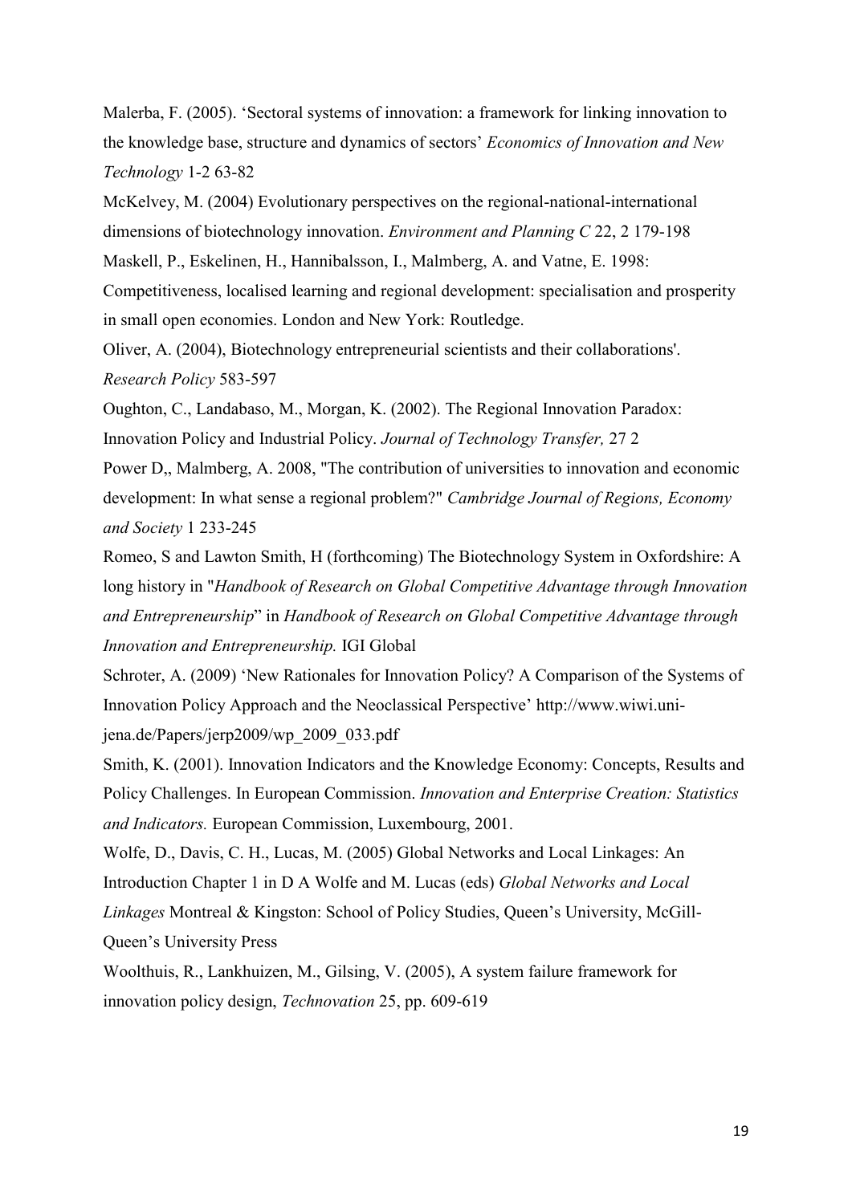Malerba, F. (2005). 'Sectoral systems of innovation: a framework for linking innovation to the knowledge base, structure and dynamics of sectors' *Economics of Innovation and New Technology* 1-2 63-82

McKelvey, M. (2004) Evolutionary perspectives on the regional-national-international dimensions of biotechnology innovation. *Environment and Planning C* 22, 2 179-198

Maskell, P., Eskelinen, H., Hannibalsson, I., Malmberg, A. and Vatne, E. 1998: Competitiveness, localised learning and regional development: specialisation and prosperity in small open economies. London and New York: Routledge.

Oliver, A. (2004), Biotechnology entrepreneurial scientists and their collaborations'. *Research Policy* 583-597

Oughton, C., Landabaso, M., Morgan, K. (2002). The Regional Innovation Paradox: Innovation Policy and Industrial Policy. *Journal of Technology Transfer,* 27 2

Power D,, Malmberg, A. 2008, "The contribution of universities to innovation and economic development: In what sense a regional problem?" *Cambridge Journal of Regions, Economy and Society* 1 233-245

Romeo, S and Lawton Smith, H (forthcoming) The Biotechnology System in Oxfordshire: A long history in "*Handbook of Research on Global Competitive Advantage through Innovation and Entrepreneurship*" in *Handbook of Research on Global Competitive Advantage through Innovation and Entrepreneurship.* IGI Global

Schroter, A. (2009) 'New Rationales for Innovation Policy? A Comparison of the Systems of Innovation Policy Approach and the Neoclassical Perspective' http://www.wiwi.uni-jena.de/Papers/jerp2009/wp_2009_033.pdf

Smith, K. (2001). Innovation Indicators and the Knowledge Economy: Concepts, Results and Policy Challenges. In European Commission. *Innovation and Enterprise Creation: Statistics and Indicators.* European Commission, Luxembourg, 2001.

Wolfe, D., Davis, C. H., Lucas, M. (2005) Global Networks and Local Linkages: An Introduction Chapter 1 in D A Wolfe and M. Lucas (eds) *Global Networks and Local Linkages* Montreal & Kingston: School of Policy Studies, Queen's University, McGill-Queen's University Press

Woolthuis, R., Lankhuizen, M., Gilsing, V. (2005), A system failure framework for innovation policy design, *Technovation* 25, pp. 609-619